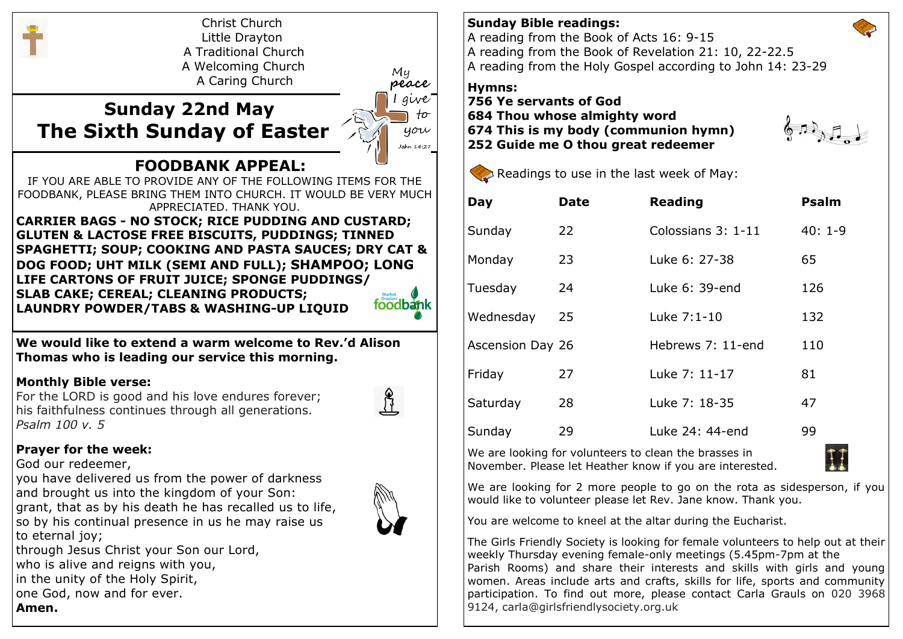Christ Church
Little Drayton
A Traditional Church
A Welcoming Church
A Caring Church

# Sunday 22nd May
# The Sixth Sunday of Easter

My peace I give to you
John 14:27

## FOODBANK APPEAL:

IF YOU ARE ABLE TO PROVIDE ANY OF THE FOLLOWING ITEMS FOR THE FOODBANK, PLEASE BRING THEM INTO CHURCH. IT WOULD BE VERY MUCH APPRECIATED. THANK YOU.

**CARRIER BAGS - NO STOCK; RICE PUDDING AND CUSTARD; GLUTEN & LACTOSE FREE BISCUITS, PUDDINGS; TINNED SPAGHETTI; SOUP; COOKING AND PASTA SAUCES; DRY CAT & DOG FOOD; UHT MILK (SEMI AND FULL); SHAMPOO; LONG LIFE CARTONS OF FRUIT JUICE; SPONGE PUDDINGS/ SLAB CAKE; CEREAL; CLEANING PRODUCTS; LAUNDRY POWDER/TABS & WASHING-UP LIQUID**

Market Drayton foodbank

**We would like to extend a warm welcome to Rev.'d Alison Thomas who is leading our service this morning.**

**Monthly Bible verse:**

For the LORD is good and his love endures forever;
his faithfulness continues through all generations.
*Psalm 100 v. 5*

**Prayer for the week:**

God our redeemer,
you have delivered us from the power of darkness
and brought us into the kingdom of your Son:
grant, that as by his death he has recalled us to life,
so by his continual presence in us he may raise us
to eternal joy;
through Jesus Christ your Son our Lord,
who is alive and reigns with you,
in the unity of the Holy Spirit,
one God, now and for ever.
**Amen.**

**Sunday Bible readings:**

A reading from the Book of Acts 16: 9-15
A reading from the Book of Revelation 21: 10, 22-22.5
A reading from the Holy Gospel according to John 14: 23-29

**Hymns:**
**756 Ye servants of God**
**684 Thou whose almighty word**
**674 This is my body (communion hymn)**
**252 Guide me O thou great redeemer**

Readings to use in the last week of May:

| Day | Date | Reading | Psalm |
|---|---|---|---|
| Sunday | 22 | Colossians 3: 1-11 | 40: 1-9 |
| Monday | 23 | Luke 6: 27-38 | 65 |
| Tuesday | 24 | Luke 6: 39-end | 126 |
| Wednesday | 25 | Luke 7:1-10 | 132 |
| Ascension Day | 26 | Hebrews 7: 11-end | 110 |
| Friday | 27 | Luke 7: 11-17 | 81 |
| Saturday | 28 | Luke 7: 18-35 | 47 |
| Sunday | 29 | Luke 24: 44-end | 99 |

We are looking for volunteers to clean the brasses in November. Please let Heather know if you are interested.

We are looking for 2 more people to go on the rota as sidesperson, if you would like to volunteer please let Rev. Jane know. Thank you.

You are welcome to kneel at the altar during the Eucharist.

The Girls Friendly Society is looking for female volunteers to help out at their weekly Thursday evening female-only meetings (5.45pm-7pm at the Parish Rooms) and share their interests and skills with girls and young women. Areas include arts and crafts, skills for life, sports and community participation. To find out more, please contact Carla Grauls on 020 3968 9124, carla@girlsfriendlysociety.org.uk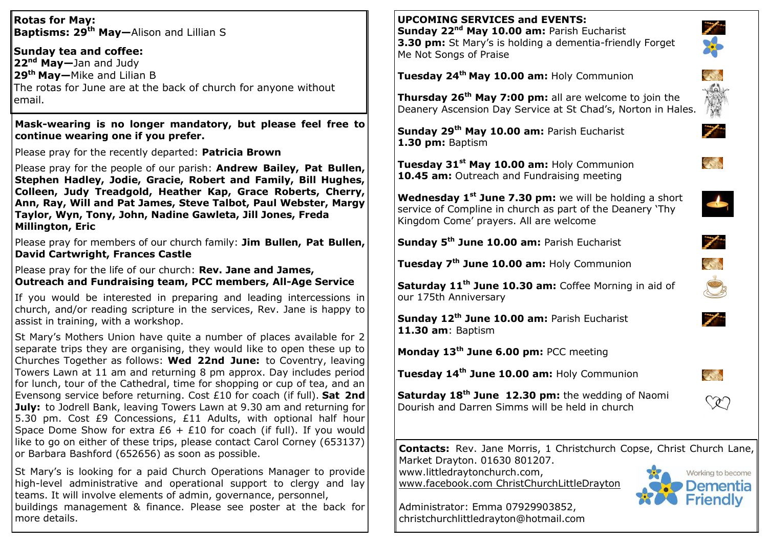**Rotas for May:**
**Baptisms: 29th May—**Alison and Lillian S

**Sunday tea and coffee:**
**22nd May—**Jan and Judy
**29th May—**Mike and Lilian B
The rotas for June are at the back of church for anyone without email.

**Mask-wearing is no longer mandatory, but please feel free to continue wearing one if you prefer.**

Please pray for the recently departed: **Patricia Brown**

Please pray for the people of our parish: **Andrew Bailey, Pat Bullen, Stephen Hadley, Jodie, Gracie, Robert and Family, Bill Hughes, Colleen, Judy Treadgold, Heather Kap, Grace Roberts, Cherry, Ann, Ray, Will and Pat James, Steve Talbot, Paul Webster, Margy Taylor, Wyn, Tony, John, Nadine Gawleta, Jill Jones, Freda Millington, Eric**

Please pray for members of our church family: **Jim Bullen, Pat Bullen, David Cartwright, Frances Castle**

Please pray for the life of our church: **Rev. Jane and James, Outreach and Fundraising team, PCC members, All-Age Service**

If you would be interested in preparing and leading intercessions in church, and/or reading scripture in the services, Rev. Jane is happy to assist in training, with a workshop.

St Mary's Mothers Union have quite a number of places available for 2 separate trips they are organising, they would like to open these up to Churches Together as follows: **Wed 22nd June:** to Coventry, leaving Towers Lawn at 11 am and returning 8 pm approx. Day includes period for lunch, tour of the Cathedral, time for shopping or cup of tea, and an Evensong service before returning. Cost £10 for coach (if full). **Sat 2nd July:** to Jodrell Bank, leaving Towers Lawn at 9.30 am and returning for 5.30 pm. Cost £9 Concessions, £11 Adults, with optional half hour Space Dome Show for extra £6 + £10 for coach (if full). If you would like to go on either of these trips, please contact Carol Corney (653137) or Barbara Bashford (652656) as soon as possible.

St Mary's is looking for a paid Church Operations Manager to provide high-level administrative and operational support to clergy and lay teams. It will involve elements of admin, governance, personnel, buildings management & finance. Please see poster at the back for more details.

**UPCOMING SERVICES and EVENTS:**

**Sunday 22nd May 10.00 am:** Parish Eucharist
**3.30 pm:** St Mary's is holding a dementia-friendly Forget Me Not Songs of Praise

**Tuesday 24th May 10.00 am:** Holy Communion

**Thursday 26th May 7:00 pm:** all are welcome to join the Deanery Ascension Day Service at St Chad's, Norton in Hales.

**Sunday 29th May 10.00 am:** Parish Eucharist
**1.30 pm:** Baptism

**Tuesday 31st May 10.00 am:** Holy Communion
**10.45 am:** Outreach and Fundraising meeting

**Wednesday 1st June 7.30 pm:** we will be holding a short service of Compline in church as part of the Deanery 'Thy Kingdom Come' prayers. All are welcome

**Sunday 5th June 10.00 am:** Parish Eucharist

**Tuesday 7th June 10.00 am:** Holy Communion

**Saturday 11th June 10.30 am:** Coffee Morning in aid of our 175th Anniversary

**Sunday 12th June 10.00 am:** Parish Eucharist
**11.30 am**: Baptism

**Monday 13th June 6.00 pm:** PCC meeting

**Tuesday 14th June 10.00 am:** Holy Communion

**Saturday 18th June 12.30 pm:** the wedding of Naomi Dourish and Darren Simms will be held in church

**Contacts:** Rev. Jane Morris, 1 Christchurch Copse, Christ Church Lane, Market Drayton. 01630 801207.
www.littledraytonchurch.com,
www.facebook.com ChristChurchLittleDrayton

Working to become Dementia Friendly

Administrator: Emma 07929903852,
christchurchlittledrayton@hotmail.com